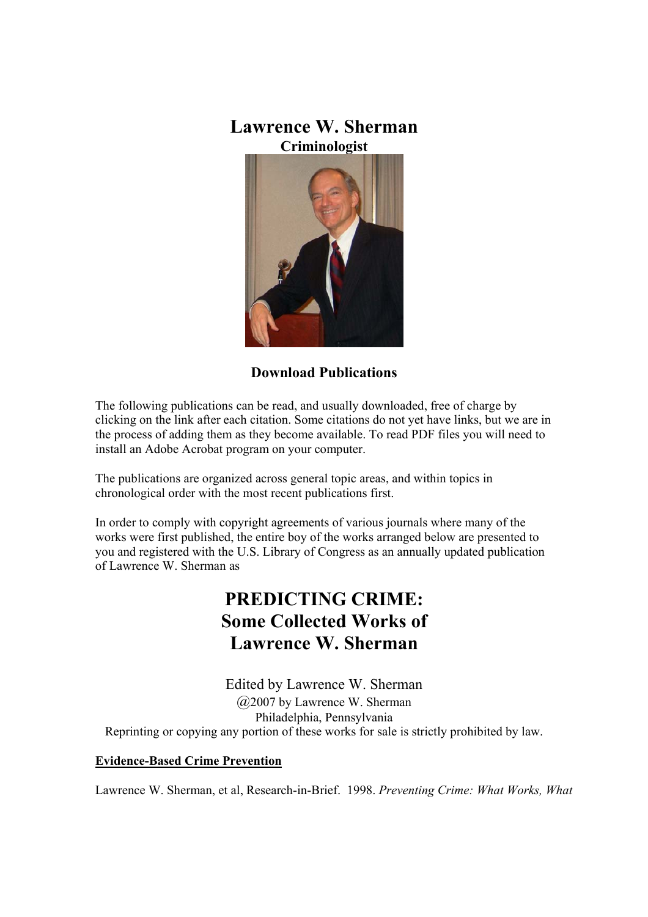# Lawrence W. Sherman

**Criminologist**

## Download Publications

The following publications can be read, and usually downloaded, free of charge by clicking on the link after each citation. Some citations do not yet have links, but we are in the process of adding them as they become available. To read PDF files you will need to install an Adobe Acrobat program on your computer.

The publications are organized across general topic areas, and within topics in chronological order with the most recent publications first.

In order to comply with copyright agreements of various journals where many of the works were first published, the entire boy of the works arranged below are presented to you and registered with the U.S. Library of Congress as an annually updated publication of Lawrence W. Sherman as

# PREDICTING CRIME: Some Collected Works of Lawrence W. Sherman

Edited by Lawrence W. Sherman
@2007 by Lawrence W. Sherman
Philadelphia, Pennsylvania
Reprinting or copying any portion of these works for sale is strictly prohibited by law.

**Evidence-Based Crime Prevention**

Lawrence W. Sherman, et al, Research-in-Brief. 1998. *Preventing Crime: What Works, What*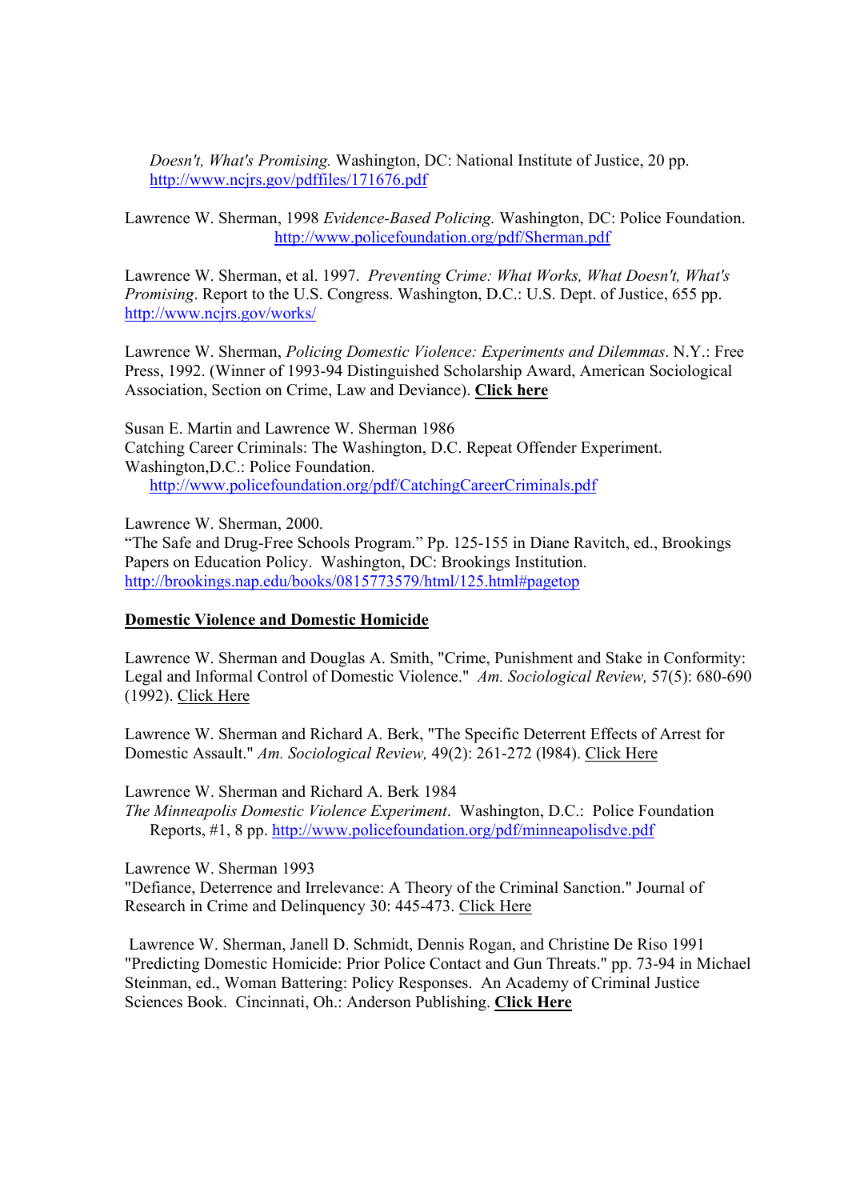*Doesn't, What's Promising.* Washington, DC: National Institute of Justice, 20 pp. http://www.ncjrs.gov/pdffiles/171676.pdf

Lawrence W. Sherman, 1998 *Evidence-Based Policing.* Washington, DC: Police Foundation. http://www.policefoundation.org/pdf/Sherman.pdf

Lawrence W. Sherman, et al. 1997. *Preventing Crime: What Works, What Doesn't, What's Promising*. Report to the U.S. Congress. Washington, D.C.: U.S. Dept. of Justice, 655 pp. http://www.ncjrs.gov/works/

Lawrence W. Sherman, *Policing Domestic Violence: Experiments and Dilemmas*. N.Y.: Free Press, 1992. (Winner of 1993-94 Distinguished Scholarship Award, American Sociological Association, Section on Crime, Law and Deviance). **Click here**

Susan E. Martin and Lawrence W. Sherman 1986
Catching Career Criminals: The Washington, D.C. Repeat Offender Experiment. Washington,D.C.: Police Foundation.
http://www.policefoundation.org/pdf/CatchingCareerCriminals.pdf

Lawrence W. Sherman, 2000.
"The Safe and Drug-Free Schools Program." Pp. 125-155 in Diane Ravitch, ed., Brookings Papers on Education Policy. Washington, DC: Brookings Institution. http://brookings.nap.edu/books/0815773579/html/125.html#pagetop

**Domestic Violence and Domestic Homicide**

Lawrence W. Sherman and Douglas A. Smith, "Crime, Punishment and Stake in Conformity: Legal and Informal Control of Domestic Violence." *Am. Sociological Review,* 57(5): 680-690 (1992). Click Here

Lawrence W. Sherman and Richard A. Berk, "The Specific Deterrent Effects of Arrest for Domestic Assault." *Am. Sociological Review,* 49(2): 261-272 (l984). Click Here

Lawrence W. Sherman and Richard A. Berk 1984
*The Minneapolis Domestic Violence Experiment*. Washington, D.C.: Police Foundation Reports, #1, 8 pp. http://www.policefoundation.org/pdf/minneapolisdve.pdf

Lawrence W. Sherman 1993
"Defiance, Deterrence and Irrelevance: A Theory of the Criminal Sanction." Journal of Research in Crime and Delinquency 30: 445-473. Click Here

Lawrence W. Sherman, Janell D. Schmidt, Dennis Rogan, and Christine De Riso 1991 "Predicting Domestic Homicide: Prior Police Contact and Gun Threats." pp. 73-94 in Michael Steinman, ed., Woman Battering: Policy Responses. An Academy of Criminal Justice Sciences Book. Cincinnati, Oh.: Anderson Publishing. **Click Here**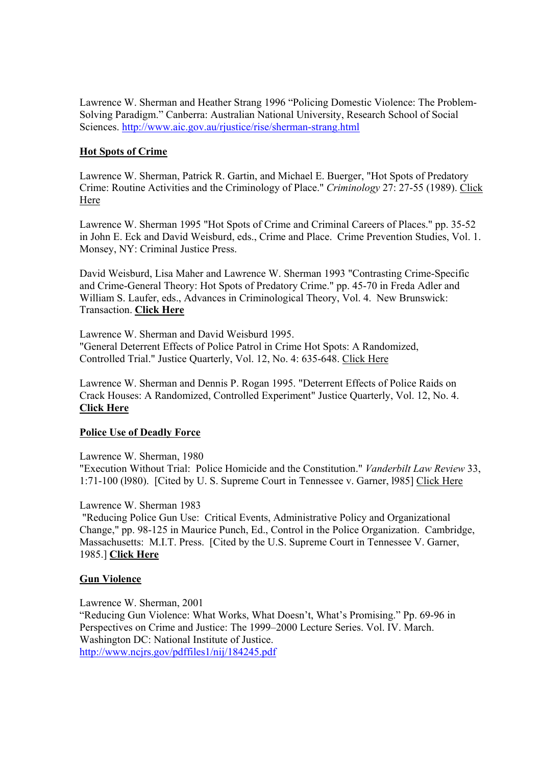Lawrence W. Sherman and Heather Strang 1996 "Policing Domestic Violence: The Problem-Solving Paradigm." Canberra: Australian National University, Research School of Social Sciences. http://www.aic.gov.au/rjustice/rise/sherman-strang.html

## Hot Spots of Crime

Lawrence W. Sherman, Patrick R. Gartin, and Michael E. Buerger, "Hot Spots of Predatory Crime: Routine Activities and the Criminology of Place." *Criminology* 27: 27-55 (1989). Click Here

Lawrence W. Sherman 1995 "Hot Spots of Crime and Criminal Careers of Places." pp. 35-52 in John E. Eck and David Weisburd, eds., Crime and Place. Crime Prevention Studies, Vol. 1. Monsey, NY: Criminal Justice Press.

David Weisburd, Lisa Maher and Lawrence W. Sherman 1993 "Contrasting Crime-Specific and Crime-General Theory: Hot Spots of Predatory Crime." pp. 45-70 in Freda Adler and William S. Laufer, eds., Advances in Criminological Theory, Vol. 4. New Brunswick: Transaction. **Click Here**

Lawrence W. Sherman and David Weisburd 1995.
"General Deterrent Effects of Police Patrol in Crime Hot Spots: A Randomized, Controlled Trial." Justice Quarterly, Vol. 12, No. 4: 635-648. Click Here

Lawrence W. Sherman and Dennis P. Rogan 1995. "Deterrent Effects of Police Raids on Crack Houses: A Randomized, Controlled Experiment" Justice Quarterly, Vol. 12, No. 4. **Click Here**

## Police Use of Deadly Force

Lawrence W. Sherman, 1980
"Execution Without Trial: Police Homicide and the Constitution." *Vanderbilt Law Review* 33, 1:71-100 (l980). [Cited by U. S. Supreme Court in Tennessee v. Garner, l985] Click Here

Lawrence W. Sherman 1983
"Reducing Police Gun Use: Critical Events, Administrative Policy and Organizational Change," pp. 98-125 in Maurice Punch, Ed., Control in the Police Organization. Cambridge, Massachusetts: M.I.T. Press. [Cited by the U.S. Supreme Court in Tennessee V. Garner, 1985.] **Click Here**

## Gun Violence

Lawrence W. Sherman, 2001
"Reducing Gun Violence: What Works, What Doesn't, What's Promising." Pp. 69-96 in Perspectives on Crime and Justice: The 1999–2000 Lecture Series. Vol. IV. March. Washington DC: National Institute of Justice.
http://www.ncjrs.gov/pdffiles1/nij/184245.pdf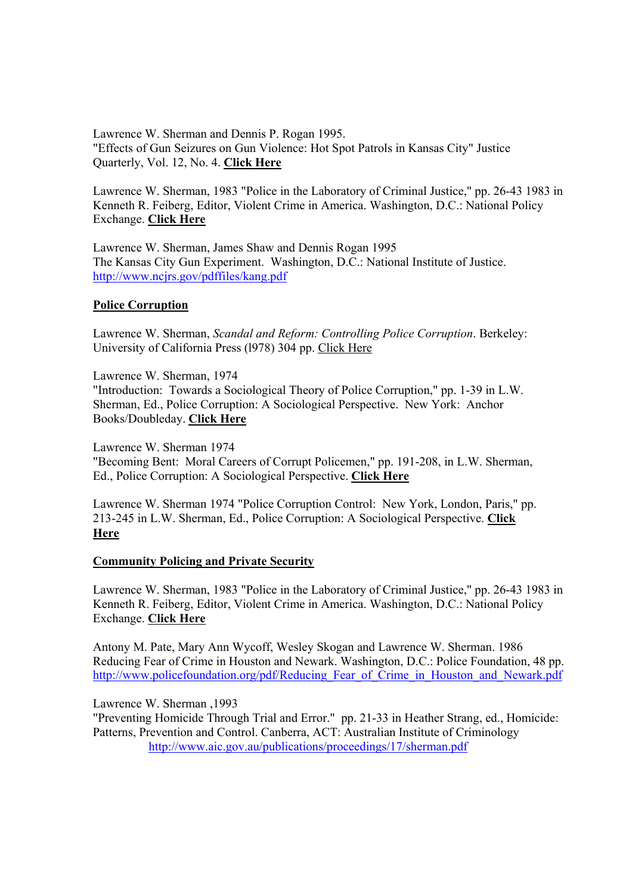Lawrence W. Sherman and Dennis P. Rogan 1995.
"Effects of Gun Seizures on Gun Violence: Hot Spot Patrols in Kansas City" Justice Quarterly, Vol. 12, No. 4. **Click Here**

Lawrence W. Sherman, 1983 "Police in the Laboratory of Criminal Justice," pp. 26-43 1983 in Kenneth R. Feiberg, Editor, Violent Crime in America. Washington, D.C.: National Policy Exchange. **Click Here**

Lawrence W. Sherman, James Shaw and Dennis Rogan 1995
The Kansas City Gun Experiment. Washington, D.C.: National Institute of Justice. http://www.ncjrs.gov/pdffiles/kang.pdf

**Police Corruption**

Lawrence W. Sherman, *Scandal and Reform: Controlling Police Corruption*. Berkeley: University of California Press (l978) 304 pp. Click Here

Lawrence W. Sherman, 1974
"Introduction: Towards a Sociological Theory of Police Corruption," pp. 1-39 in L.W. Sherman, Ed., Police Corruption: A Sociological Perspective. New York: Anchor Books/Doubleday. **Click Here**

Lawrence W. Sherman 1974
"Becoming Bent: Moral Careers of Corrupt Policemen," pp. 191-208, in L.W. Sherman, Ed., Police Corruption: A Sociological Perspective. **Click Here**

Lawrence W. Sherman 1974 "Police Corruption Control: New York, London, Paris," pp. 213-245 in L.W. Sherman, Ed., Police Corruption: A Sociological Perspective. **Click Here**

**Community Policing and Private Security**

Lawrence W. Sherman, 1983 "Police in the Laboratory of Criminal Justice," pp. 26-43 1983 in Kenneth R. Feiberg, Editor, Violent Crime in America. Washington, D.C.: National Policy Exchange. **Click Here**

Antony M. Pate, Mary Ann Wycoff, Wesley Skogan and Lawrence W. Sherman. 1986
Reducing Fear of Crime in Houston and Newark. Washington, D.C.: Police Foundation, 48 pp. http://www.policefoundation.org/pdf/Reducing_Fear_of_Crime_in_Houston_and_Newark.pdf

Lawrence W. Sherman ,1993
"Preventing Homicide Through Trial and Error." pp. 21-33 in Heather Strang, ed., Homicide: Patterns, Prevention and Control. Canberra, ACT: Australian Institute of Criminology
http://www.aic.gov.au/publications/proceedings/17/sherman.pdf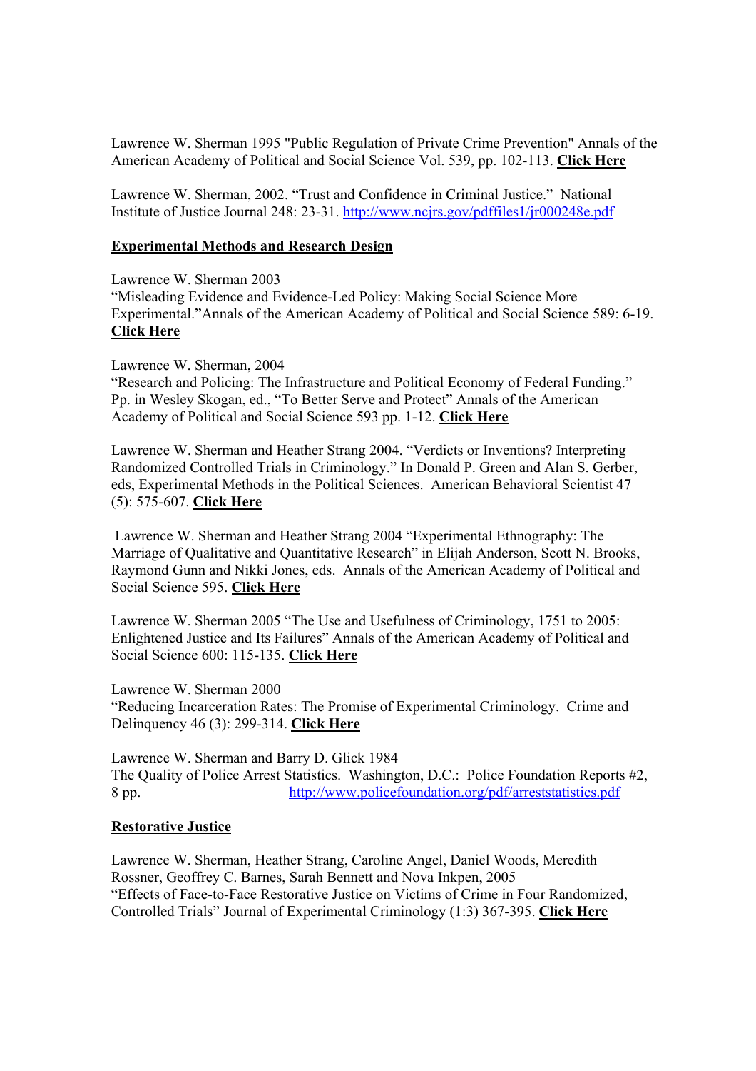Lawrence W. Sherman 1995 "Public Regulation of Private Crime Prevention" Annals of the American Academy of Political and Social Science Vol. 539, pp. 102-113. **Click Here**

Lawrence W. Sherman, 2002. "Trust and Confidence in Criminal Justice." National Institute of Justice Journal 248: 23-31. http://www.ncjrs.gov/pdffiles1/jr000248e.pdf

## Experimental Methods and Research Design

Lawrence W. Sherman 2003
"Misleading Evidence and Evidence-Led Policy: Making Social Science More Experimental."Annals of the American Academy of Political and Social Science 589: 6-19. **Click Here**

Lawrence W. Sherman, 2004
"Research and Policing: The Infrastructure and Political Economy of Federal Funding." Pp. in Wesley Skogan, ed., "To Better Serve and Protect" Annals of the American Academy of Political and Social Science 593 pp. 1-12. **Click Here**

Lawrence W. Sherman and Heather Strang 2004. "Verdicts or Inventions? Interpreting Randomized Controlled Trials in Criminology." In Donald P. Green and Alan S. Gerber, eds, Experimental Methods in the Political Sciences. American Behavioral Scientist 47 (5): 575-607. **Click Here**

Lawrence W. Sherman and Heather Strang 2004 "Experimental Ethnography: The Marriage of Qualitative and Quantitative Research" in Elijah Anderson, Scott N. Brooks, Raymond Gunn and Nikki Jones, eds. Annals of the American Academy of Political and Social Science 595. **Click Here**

Lawrence W. Sherman 2005 "The Use and Usefulness of Criminology, 1751 to 2005: Enlightened Justice and Its Failures" Annals of the American Academy of Political and Social Science 600: 115-135. **Click Here**

Lawrence W. Sherman 2000
"Reducing Incarceration Rates: The Promise of Experimental Criminology. Crime and Delinquency 46 (3): 299-314. **Click Here**

Lawrence W. Sherman and Barry D. Glick 1984
The Quality of Police Arrest Statistics. Washington, D.C.: Police Foundation Reports #2, 8 pp. http://www.policefoundation.org/pdf/arreststatistics.pdf

## Restorative Justice

Lawrence W. Sherman, Heather Strang, Caroline Angel, Daniel Woods, Meredith Rossner, Geoffrey C. Barnes, Sarah Bennett and Nova Inkpen, 2005
"Effects of Face-to-Face Restorative Justice on Victims of Crime in Four Randomized, Controlled Trials" Journal of Experimental Criminology (1:3) 367-395. **Click Here**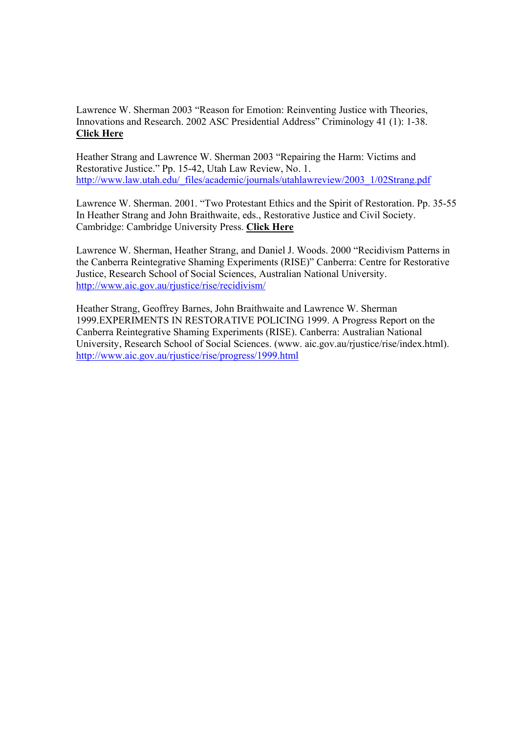Lawrence W. Sherman 2003 “Reason for Emotion: Reinventing Justice with Theories, Innovations and Research. 2002 ASC Presidential Address” Criminology 41 (1): 1-38. **Click Here**

Heather Strang and Lawrence W. Sherman 2003 “Repairing the Harm: Victims and Restorative Justice.” Pp. 15-42, Utah Law Review, No. 1. http://www.law.utah.edu/_files/academic/journals/utahlawreview/2003_1/02Strang.pdf

Lawrence W. Sherman. 2001. “Two Protestant Ethics and the Spirit of Restoration. Pp. 35-55 In Heather Strang and John Braithwaite, eds., Restorative Justice and Civil Society. Cambridge: Cambridge University Press. **Click Here**

Lawrence W. Sherman, Heather Strang, and Daniel J. Woods. 2000 “Recidivism Patterns in the Canberra Reintegrative Shaming Experiments (RISE)” Canberra: Centre for Restorative Justice, Research School of Social Sciences, Australian National University. http://www.aic.gov.au/rjustice/rise/recidivism/

Heather Strang, Geoffrey Barnes, John Braithwaite and Lawrence W. Sherman 1999.EXPERIMENTS IN RESTORATIVE POLICING 1999. A Progress Report on the Canberra Reintegrative Shaming Experiments (RISE). Canberra: Australian National University, Research School of Social Sciences. (www. aic.gov.au/rjustice/rise/index.html). http://www.aic.gov.au/rjustice/rise/progress/1999.html